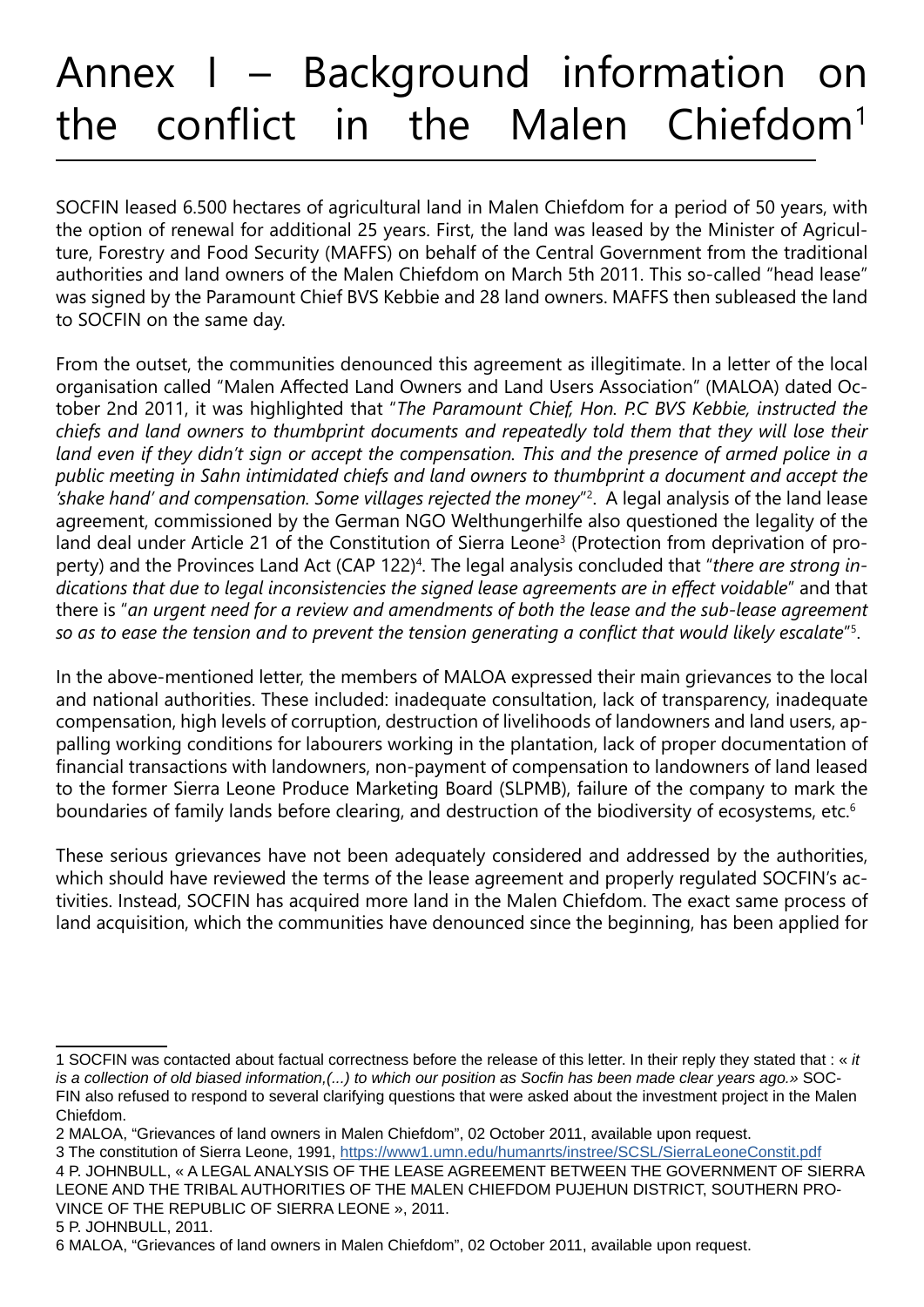# Annex I – Background information on the conflict in the Malen Chiefdom[1]

SOCFIN leased 6.500 hectares of agricultural land in Malen Chiefdom for a period of 50 years, with the option of renewal for additional 25 years. First, the land was leased by the Minister of Agriculture, Forestry and Food Security (MAFFS) on behalf of the Central Government from the traditional authorities and land owners of the Malen Chiefdom on March 5th 2011. This so-called "head lease" was signed by the Paramount Chief BVS Kebbie and 28 land owners. MAFFS then subleased the land to SOCFIN on the same day.

From the outset, the communities denounced this agreement as illegitimate. In a letter of the local organisation called "Malen Affected Land Owners and Land Users Association" (MALOA) dated October 2nd 2011, it was highlighted that "*The Paramount Chief, Hon. P.C BVS Kebbie, instructed the chiefs and land owners to thumbprint documents and repeatedly told them that they will lose their land even if they didn't sign or accept the compensation. This and the presence of armed police in a public meeting in Sahn intimidated chiefs and land owners to thumbprint a document and accept the 'shake hand' and compensation. Some villages rejected the money*"[2]. A legal analysis of the land lease agreement, commissioned by the German NGO Welthungerhilfe also questioned the legality of the land deal under Article 21 of the Constitution of Sierra Leone[3] (Protection from deprivation of property) and the Provinces Land Act (CAP 122)[4]. The legal analysis concluded that "*there are strong indications that due to legal inconsistencies the signed lease agreements are in effect voidable*" and that there is "*an urgent need for a review and amendments of both the lease and the sub-lease agreement so as to ease the tension and to prevent the tension generating a conflict that would likely escalate*"[5].

In the above-mentioned letter, the members of MALOA expressed their main grievances to the local and national authorities. These included: inadequate consultation, lack of transparency, inadequate compensation, high levels of corruption, destruction of livelihoods of landowners and land users, appalling working conditions for labourers working in the plantation, lack of proper documentation of financial transactions with landowners, non-payment of compensation to landowners of land leased to the former Sierra Leone Produce Marketing Board (SLPMB), failure of the company to mark the boundaries of family lands before clearing, and destruction of the biodiversity of ecosystems, etc.[6]

These serious grievances have not been adequately considered and addressed by the authorities, which should have reviewed the terms of the lease agreement and properly regulated SOCFIN's activities. Instead, SOCFIN has acquired more land in the Malen Chiefdom. The exact same process of land acquisition, which the communities have denounced since the beginning, has been applied for

---

1 SOCFIN was contacted about factual correctness before the release of this letter. In their reply they stated that : « *it is a collection of old biased information,(...) to which our position as Socfin has been made clear years ago.»* SOCFIN also refused to respond to several clarifying questions that were asked about the investment project in the Malen Chiefdom.

2 MALOA, "Grievances of land owners in Malen Chiefdom", 02 October 2011, available upon request.

3 The constitution of Sierra Leone, 1991, https://www1.umn.edu/humanrts/instree/SCSL/SierraLeoneConstit.pdf

4 P. JOHNBULL, « A LEGAL ANALYSIS OF THE LEASE AGREEMENT BETWEEN THE GOVERNMENT OF SIERRA LEONE AND THE TRIBAL AUTHORITIES OF THE MALEN CHIEFDOM PUJEHUN DISTRICT, SOUTHERN PROVINCE OF THE REPUBLIC OF SIERRA LEONE », 2011.

5 P. JOHNBULL, 2011.

6 MALOA, "Grievances of land owners in Malen Chiefdom", 02 October 2011, available upon request.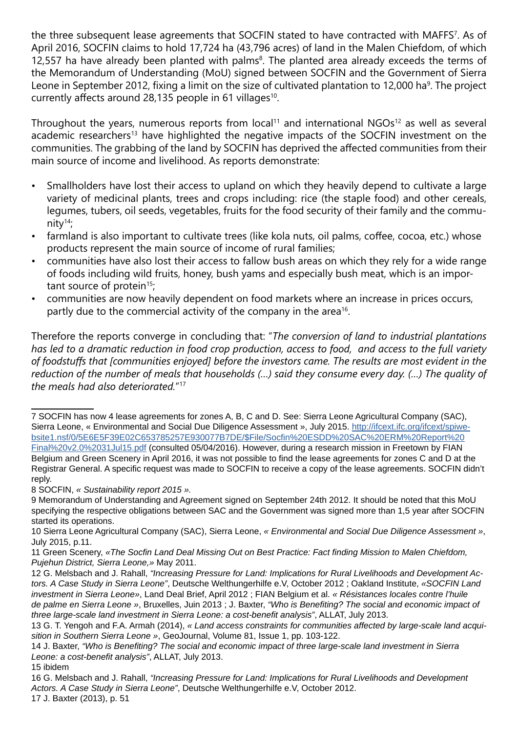the three subsequent lease agreements that SOCFIN stated to have contracted with MAFFS[7]. As of April 2016, SOCFIN claims to hold 17,724 ha (43,796 acres) of land in the Malen Chiefdom, of which 12,557 ha have already been planted with palms[8]. The planted area already exceeds the terms of the Memorandum of Understanding (MoU) signed between SOCFIN and the Government of Sierra Leone in September 2012, fixing a limit on the size of cultivated plantation to 12,000 ha[9]. The project currently affects around 28,135 people in 61 villages[10].

Throughout the years, numerous reports from local[11] and international NGOs[12] as well as several academic researchers[13] have highlighted the negative impacts of the SOCFIN investment on the communities. The grabbing of the land by SOCFIN has deprived the affected communities from their main source of income and livelihood. As reports demonstrate:

- Smallholders have lost their access to upland on which they heavily depend to cultivate a large variety of medicinal plants, trees and crops including: rice (the staple food) and other cereals, legumes, tubers, oil seeds, vegetables, fruits for the food security of their family and the community[14];
- farmland is also important to cultivate trees (like kola nuts, oil palms, coffee, cocoa, etc.) whose products represent the main source of income of rural families;
- communities have also lost their access to fallow bush areas on which they rely for a wide range of foods including wild fruits, honey, bush yams and especially bush meat, which is an important source of protein[15];
- communities are now heavily dependent on food markets where an increase in prices occurs, partly due to the commercial activity of the company in the area[16].

Therefore the reports converge in concluding that: "*The conversion of land to industrial plantations has led to a dramatic reduction in food crop production, access to food, and access to the full variety of foodstuffs that [communities enjoyed] before the investors came. The results are most evident in the reduction of the number of meals that households (...) said they consume every day. (...) The quality of the meals had also deteriorated.*"[17]

---

7 SOCFIN has now 4 lease agreements for zones A, B, C and D. See: Sierra Leone Agricultural Company (SAC), Sierra Leone, « Environmental and Social Due Diligence Assessment », July 2015. http://ifcext.ifc.org/ifcext/spiwebsite1.nsf/0/5E6E5F39E02C653785257E930077B7DE/$File/Socfin%20ESDD%20SAC%20ERM%20Report%20Final%20v2.0%2031Jul15.pdf (consulted 05/04/2016). However, during a research mission in Freetown by FIAN Belgium and Green Scenery in April 2016, it was not possible to find the lease agreements for zones C and D at the Registrar General. A specific request was made to SOCFIN to receive a copy of the lease agreements. SOCFIN didn't reply.

8 SOCFIN, *« Sustainability report 2015 ».*

9 Memorandum of Understanding and Agreement signed on September 24th 2012. It should be noted that this MoU specifying the respective obligations between SAC and the Government was signed more than 1,5 year after SOCFIN started its operations.

10 Sierra Leone Agricultural Company (SAC), Sierra Leone, *« Environmental and Social Due Diligence Assessment »*, July 2015, p.11.

11 Green Scenery, *«The Socfin Land Deal Missing Out on Best Practice: Fact finding Mission to Malen Chiefdom, Pujehun District, Sierra Leone,»* May 2011.

12 G. Melsbach and J. Rahall, *"Increasing Pressure for Land: Implications for Rural Livelihoods and Development Actors. A Case Study in Sierra Leone"*, Deutsche Welthungerhilfe e.V, October 2012 ; Oakland Institute, *«SOCFIN Land investment in Sierra Leone»*, Land Deal Brief, April 2012 ; FIAN Belgium et al. *« Résistances locales contre l'huile de palme en Sierra Leone »*, Bruxelles, Juin 2013 ; J. Baxter, *"Who is Benefiting? The social and economic impact of three large-scale land investment in Sierra Leone: a cost-benefit analysis"*, ALLAT, July 2013.

13 G. T. Yengoh and F.A. Armah (2014), *« Land access constraints for communities affected by large-scale land acquisition in Southern Sierra Leone »*, GeoJournal, Volume 81, Issue 1, pp. 103-122.

14 J. Baxter, *"Who is Benefiting? The social and economic impact of three large-scale land investment in Sierra Leone: a cost-benefit analysis"*, ALLAT, July 2013.

15 ibidem

16 G. Melsbach and J. Rahall, *"Increasing Pressure for Land: Implications for Rural Livelihoods and Development Actors. A Case Study in Sierra Leone"*, Deutsche Welthungerhilfe e.V, October 2012.

17 J. Baxter (2013), p. 51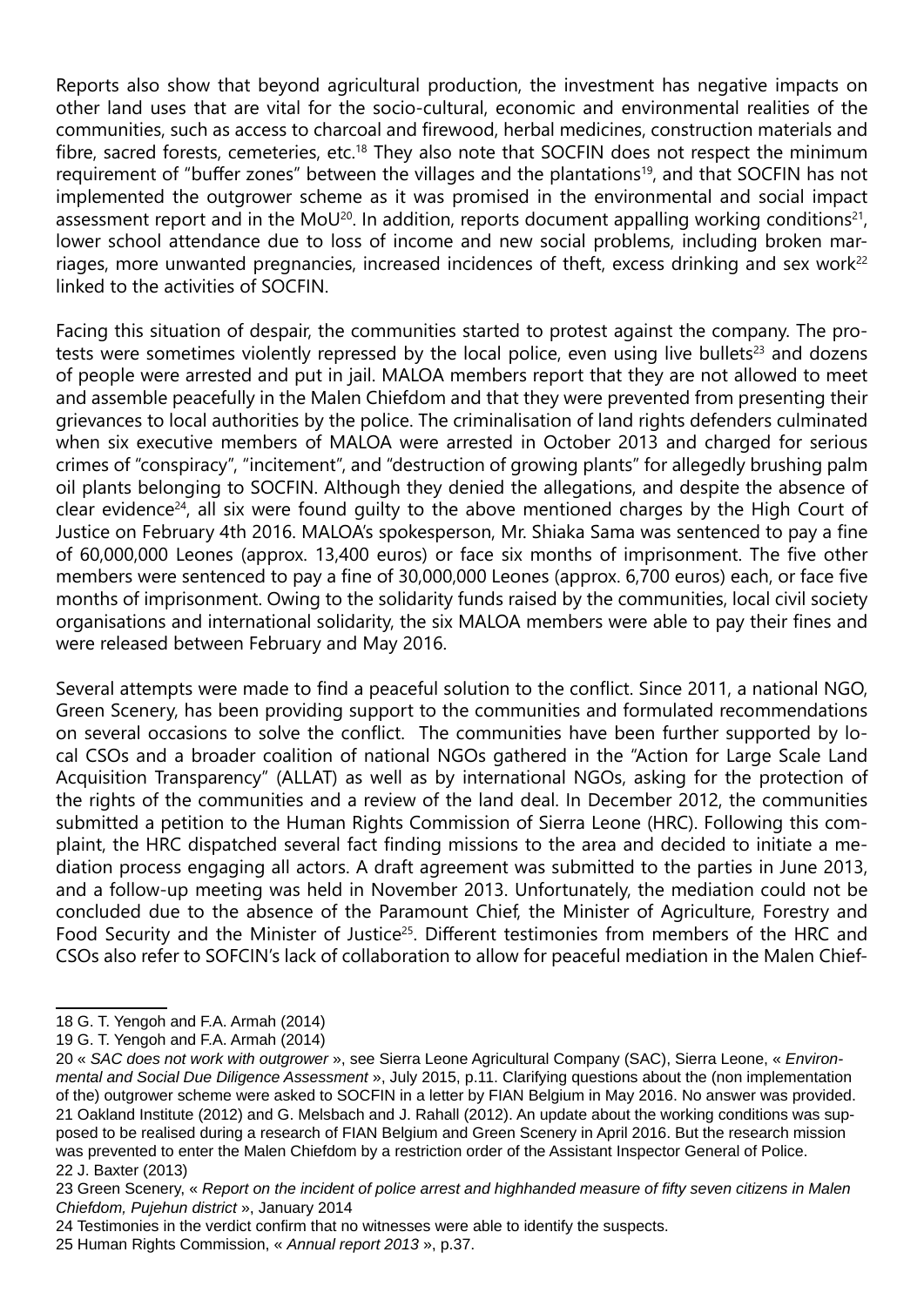Reports also show that beyond agricultural production, the investment has negative impacts on other land uses that are vital for the socio-cultural, economic and environmental realities of the communities, such as access to charcoal and firewood, herbal medicines, construction materials and fibre, sacred forests, cemeteries, etc.[18] They also note that SOCFIN does not respect the minimum requirement of "buffer zones" between the villages and the plantations[19], and that SOCFIN has not implemented the outgrower scheme as it was promised in the environmental and social impact assessment report and in the MoU[20]. In addition, reports document appalling working conditions[21], lower school attendance due to loss of income and new social problems, including broken marriages, more unwanted pregnancies, increased incidences of theft, excess drinking and sex work[22] linked to the activities of SOCFIN.

Facing this situation of despair, the communities started to protest against the company. The protests were sometimes violently repressed by the local police, even using live bullets[23] and dozens of people were arrested and put in jail. MALOA members report that they are not allowed to meet and assemble peacefully in the Malen Chiefdom and that they were prevented from presenting their grievances to local authorities by the police. The criminalisation of land rights defenders culminated when six executive members of MALOA were arrested in October 2013 and charged for serious crimes of "conspiracy", "incitement", and "destruction of growing plants" for allegedly brushing palm oil plants belonging to SOCFIN. Although they denied the allegations, and despite the absence of clear evidence[24], all six were found guilty to the above mentioned charges by the High Court of Justice on February 4th 2016. MALOA's spokesperson, Mr. Shiaka Sama was sentenced to pay a fine of 60,000,000 Leones (approx. 13,400 euros) or face six months of imprisonment. The five other members were sentenced to pay a fine of 30,000,000 Leones (approx. 6,700 euros) each, or face five months of imprisonment. Owing to the solidarity funds raised by the communities, local civil society organisations and international solidarity, the six MALOA members were able to pay their fines and were released between February and May 2016.

Several attempts were made to find a peaceful solution to the conflict. Since 2011, a national NGO, Green Scenery, has been providing support to the communities and formulated recommendations on several occasions to solve the conflict. The communities have been further supported by local CSOs and a broader coalition of national NGOs gathered in the "Action for Large Scale Land Acquisition Transparency" (ALLAT) as well as by international NGOs, asking for the protection of the rights of the communities and a review of the land deal. In December 2012, the communities submitted a petition to the Human Rights Commission of Sierra Leone (HRC). Following this complaint, the HRC dispatched several fact finding missions to the area and decided to initiate a mediation process engaging all actors. A draft agreement was submitted to the parties in June 2013, and a follow-up meeting was held in November 2013. Unfortunately, the mediation could not be concluded due to the absence of the Paramount Chief, the Minister of Agriculture, Forestry and Food Security and the Minister of Justice[25]. Different testimonies from members of the HRC and CSOs also refer to SOFCIN's lack of collaboration to allow for peaceful mediation in the Malen Chief-

---

18 G. T. Yengoh and F.A. Armah (2014)

19 G. T. Yengoh and F.A. Armah (2014)

20 « *SAC does not work with outgrower* », see Sierra Leone Agricultural Company (SAC), Sierra Leone, « *Environmental and Social Due Diligence Assessment* », July 2015, p.11. Clarifying questions about the (non implementation of the) outgrower scheme were asked to SOCFIN in a letter by FIAN Belgium in May 2016. No answer was provided.

21 Oakland Institute (2012) and G. Melsbach and J. Rahall (2012). An update about the working conditions was supposed to be realised during a research of FIAN Belgium and Green Scenery in April 2016. But the research mission was prevented to enter the Malen Chiefdom by a restriction order of the Assistant Inspector General of Police.

22 J. Baxter (2013)

23 Green Scenery, « *Report on the incident of police arrest and highhanded measure of fifty seven citizens in Malen Chiefdom, Pujehun district* », January 2014

24 Testimonies in the verdict confirm that no witnesses were able to identify the suspects.

25 Human Rights Commission, « *Annual report 2013* », p.37.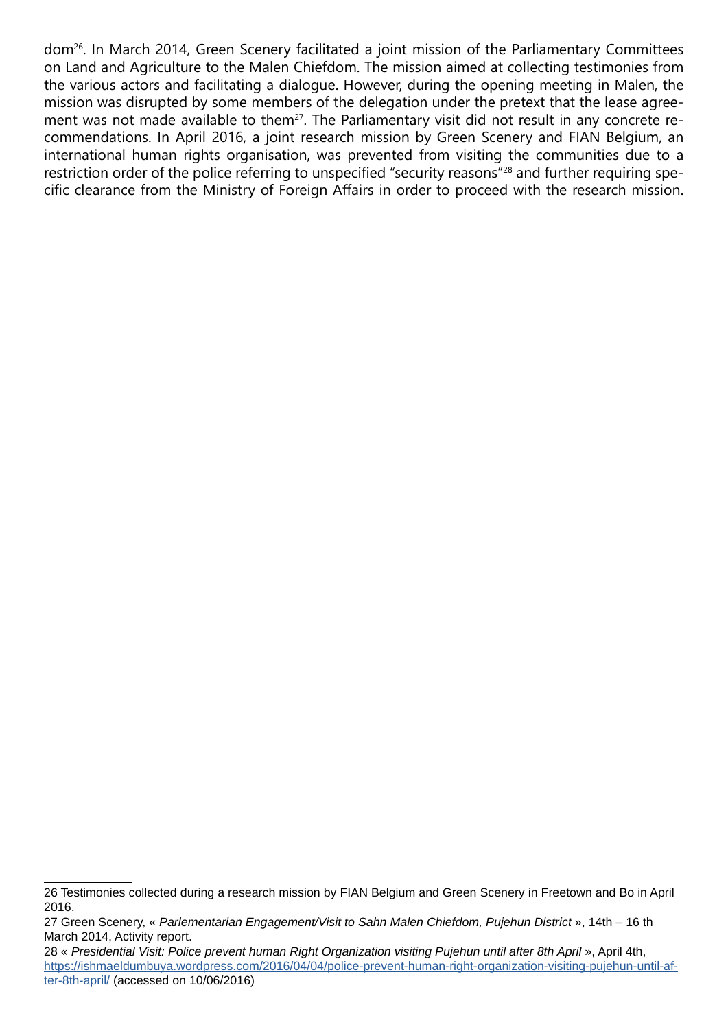dom[26]. In March 2014, Green Scenery facilitated a joint mission of the Parliamentary Committees on Land and Agriculture to the Malen Chiefdom. The mission aimed at collecting testimonies from the various actors and facilitating a dialogue. However, during the opening meeting in Malen, the mission was disrupted by some members of the delegation under the pretext that the lease agreement was not made available to them[27]. The Parliamentary visit did not result in any concrete recommendations. In April 2016, a joint research mission by Green Scenery and FIAN Belgium, an international human rights organisation, was prevented from visiting the communities due to a restriction order of the police referring to unspecified "security reasons"[28] and further requiring specific clearance from the Ministry of Foreign Affairs in order to proceed with the research mission.

---

26 Testimonies collected during a research mission by FIAN Belgium and Green Scenery in Freetown and Bo in April 2016.

27 Green Scenery, « *Parlementarian Engagement/Visit to Sahn Malen Chiefdom, Pujehun District* », 14th – 16 th March 2014, Activity report.

28 « *Presidential Visit: Police prevent human Right Organization visiting Pujehun until after 8th April* », April 4th, [https://ishmaeldumbuya.wordpress.com/2016/04/04/police-prevent-human-right-organization-visiting-pujehun-until-after-8th-april/](https://ishmaeldumbuya.wordpress.com/2016/04/04/police-prevent-human-right-organization-visiting-pujehun-until-after-8th-april/) (accessed on 10/06/2016)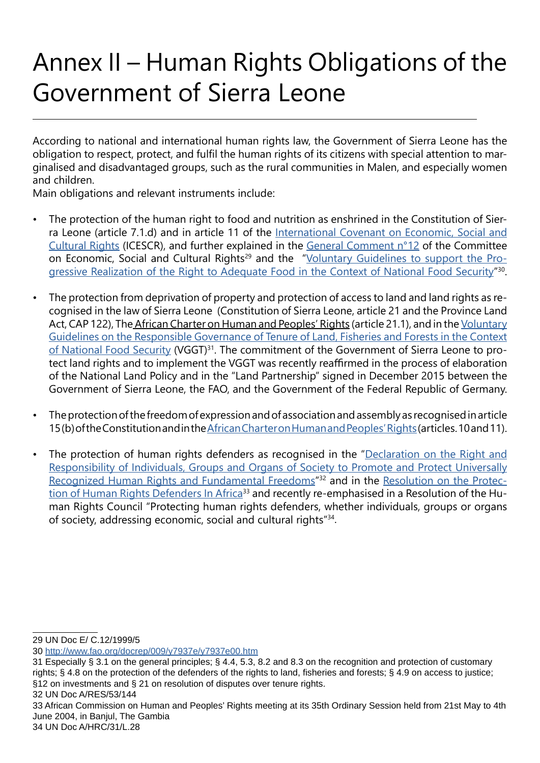# Annex II – Human Rights Obligations of the Government of Sierra Leone

According to national and international human rights law, the Government of Sierra Leone has the obligation to respect, protect, and fulfil the human rights of its citizens with special attention to marginalised and disadvantaged groups, such as the rural communities in Malen, and especially women and children.

Main obligations and relevant instruments include:

- The protection of the human right to food and nutrition as enshrined in the Constitution of Sierra Leone (article 7.1.d) and in article 11 of the International Covenant on Economic, Social and Cultural Rights (ICESCR), and further explained in the General Comment n°12 of the Committee on Economic, Social and Cultural Rights[29] and the "Voluntary Guidelines to support the Progressive Realization of the Right to Adequate Food in the Context of National Food Security"[30].

- The protection from deprivation of property and protection of access to land and land rights as recognised in the law of Sierra Leone (Constitution of Sierra Leone, article 21 and the Province Land Act, CAP 122), The African Charter on Human and Peoples' Rights (article 21.1), and in the Voluntary Guidelines on the Responsible Governance of Tenure of Land, Fisheries and Forests in the Context of National Food Security (VGGT)[31]. The commitment of the Government of Sierra Leone to protect land rights and to implement the VGGT was recently reaffirmed in the process of elaboration of the National Land Policy and in the "Land Partnership" signed in December 2015 between the Government of Sierra Leone, the FAO, and the Government of the Federal Republic of Germany.

- The protection of the freedom of expression and of association and assembly as recognised in article 15 (b) of the Constitution and in the African Charter on Human and Peoples' Rights (articles. 10 and 11).

- The protection of human rights defenders as recognised in the "Declaration on the Right and Responsibility of Individuals, Groups and Organs of Society to Promote and Protect Universally Recognized Human Rights and Fundamental Freedoms"[32] and in the Resolution on the Protection of Human Rights Defenders In Africa[33] and recently re-emphasised in a Resolution of the Human Rights Council "Protecting human rights defenders, whether individuals, groups or organs of society, addressing economic, social and cultural rights"[34].

---

29 UN Doc E/ C.12/1999/5

30 http://www.fao.org/docrep/009/y7937e/y7937e00.htm

31 Especially § 3.1 on the general principles; § 4.4, 5.3, 8.2 and 8.3 on the recognition and protection of customary rights; § 4.8 on the protection of the defenders of the rights to land, fisheries and forests; § 4.9 on access to justice; §12 on investments and § 21 on resolution of disputes over tenure rights.

32 UN Doc A/RES/53/144

33 African Commission on Human and Peoples' Rights meeting at its 35th Ordinary Session held from 21st May to 4th June 2004, in Banjul, The Gambia

34 UN Doc A/HRC/31/L.28